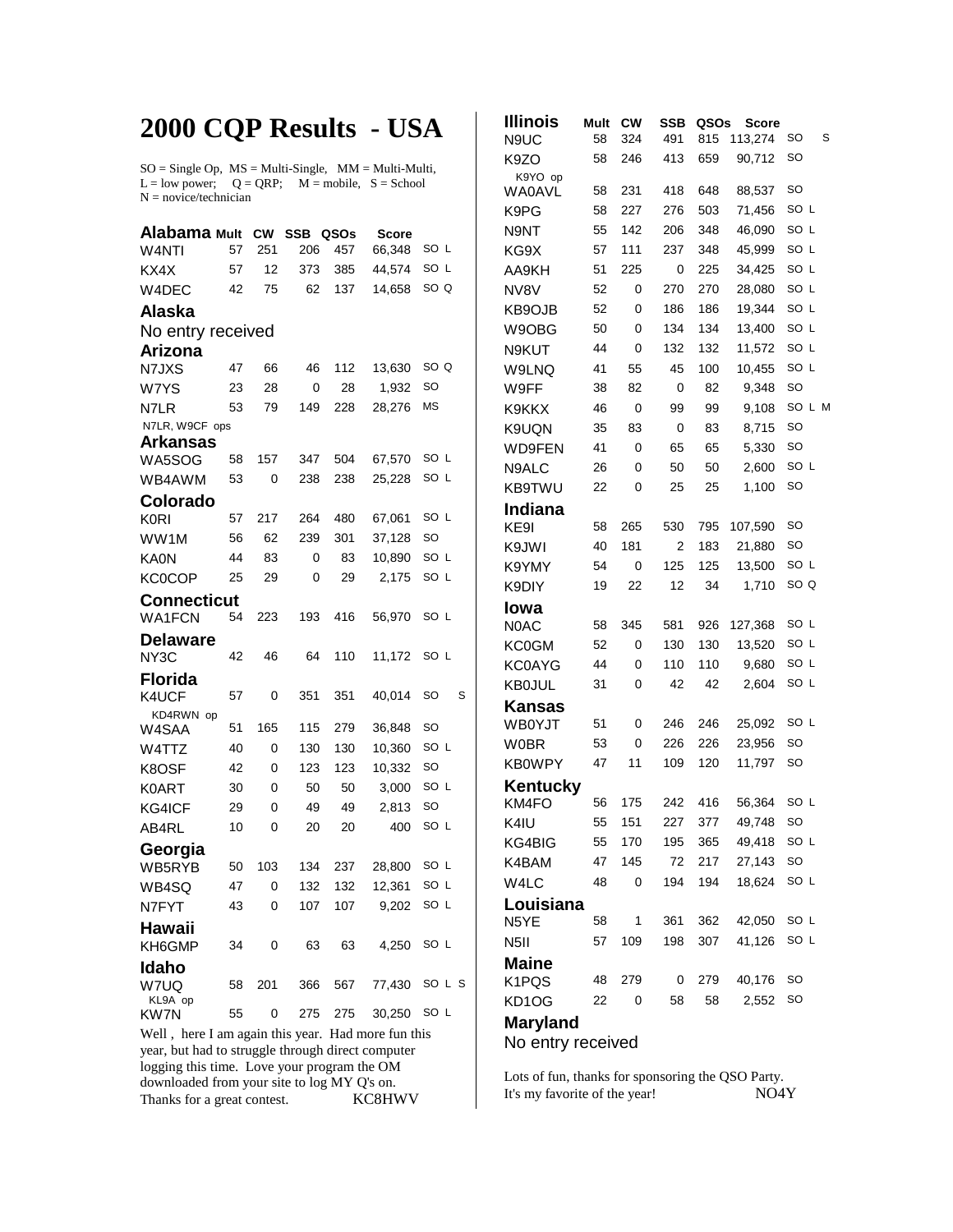# 2000 CQP Results - USA

SO = Single Op, MS = Multi-Single, MM = Multi-Multi,
L = low power; Q = QRP; M = mobile, S = School
N = novice/technician

## Alabama

| Call | Mult | CW | SSB | QSOs | Score | Class |
|---|---|---|---|---|---|---|
| W4NTI | 57 | 251 | 206 | 457 | 66,348 | SO L |
| KX4X | 57 | 12 | 373 | 385 | 44,574 | SO L |
| W4DEC | 42 | 75 | 62 | 137 | 14,658 | SO Q |

## Alaska

No entry received

## Arizona

| Call | Mult | CW | SSB | QSOs | Score | Class |
|---|---|---|---|---|---|---|
| N7JXS | 47 | 66 | 46 | 112 | 13,630 | SO Q |
| W7YS | 23 | 28 | 0 | 28 | 1,932 | SO |
| N7LR | 53 | 79 | 149 | 228 | 28,276 | MS |

N7LR, W9CF ops

## Arkansas

| Call | Mult | CW | SSB | QSOs | Score | Class |
|---|---|---|---|---|---|---|
| WA5SOG | 58 | 157 | 347 | 504 | 67,570 | SO L |
| WB4AWM | 53 | 0 | 238 | 238 | 25,228 | SO L |

## Colorado

| Call | Mult | CW | SSB | QSOs | Score | Class |
|---|---|---|---|---|---|---|
| K0RI | 57 | 217 | 264 | 480 | 67,061 | SO L |
| WW1M | 56 | 62 | 239 | 301 | 37,128 | SO |
| KA0N | 44 | 83 | 0 | 83 | 10,890 | SO L |
| KC0COP | 25 | 29 | 0 | 29 | 2,175 | SO L |

## Connecticut

| Call | Mult | CW | SSB | QSOs | Score | Class |
|---|---|---|---|---|---|---|
| WA1FCN | 54 | 223 | 193 | 416 | 56,970 | SO L |

## Delaware

| Call | Mult | CW | SSB | QSOs | Score | Class |
|---|---|---|---|---|---|---|
| NY3C | 42 | 46 | 64 | 110 | 11,172 | SO L |

## Florida

| Call | Mult | CW | SSB | QSOs | Score | Class |
|---|---|---|---|---|---|---|
| K4UCF | 57 | 0 | 351 | 351 | 40,014 | SO S |
| KD4RWN op | | | | | | |
| W4SAA | 51 | 165 | 115 | 279 | 36,848 | SO |
| W4TTZ | 40 | 0 | 130 | 130 | 10,360 | SO L |
| K8OSF | 42 | 0 | 123 | 123 | 10,332 | SO |
| K0ART | 30 | 0 | 50 | 50 | 3,000 | SO L |
| KG4ICF | 29 | 0 | 49 | 49 | 2,813 | SO |
| AB4RL | 10 | 0 | 20 | 20 | 400 | SO L |

## Georgia

| Call | Mult | CW | SSB | QSOs | Score | Class |
|---|---|---|---|---|---|---|
| WB5RYB | 50 | 103 | 134 | 237 | 28,800 | SO L |
| WB4SQ | 47 | 0 | 132 | 132 | 12,361 | SO L |
| N7FYT | 43 | 0 | 107 | 107 | 9,202 | SO L |

## Hawaii

| Call | Mult | CW | SSB | QSOs | Score | Class |
|---|---|---|---|---|---|---|
| KH6GMP | 34 | 0 | 63 | 63 | 4,250 | SO L |

## Idaho

| Call | Mult | CW | SSB | QSOs | Score | Class |
|---|---|---|---|---|---|---|
| W7UQ | 58 | 201 | 366 | 567 | 77,430 | SO L S |
| KL9A op | | | | | | |
| KW7N | 55 | 0 | 275 | 275 | 30,250 | SO L |

Well , here I am again this year. Had more fun this year, but had to struggle through direct computer logging this time. Love your program the OM downloaded from your site to log MY Q's on. Thanks for a great contest. KC8HWV

## Illinois

| Call | Mult | CW | SSB | QSOs | Score | Class |
|---|---|---|---|---|---|---|
| N9UC | 58 | 324 | 491 | 815 | 113,274 | SO S |
| K9ZO | 58 | 246 | 413 | 659 | 90,712 | SO |
| K9YO op | | | | | | |
| WA0AVL | 58 | 231 | 418 | 648 | 88,537 | SO |
| K9PG | 58 | 227 | 276 | 503 | 71,456 | SO L |
| N9NT | 55 | 142 | 206 | 348 | 46,090 | SO L |
| KG9X | 57 | 111 | 237 | 348 | 45,999 | SO L |
| AA9KH | 51 | 225 | 0 | 225 | 34,425 | SO L |
| NV8V | 52 | 0 | 270 | 270 | 28,080 | SO L |
| KB9OJB | 52 | 0 | 186 | 186 | 19,344 | SO L |
| W9OBG | 50 | 0 | 134 | 134 | 13,400 | SO L |
| N9KUT | 44 | 0 | 132 | 132 | 11,572 | SO L |
| W9LNQ | 41 | 55 | 45 | 100 | 10,455 | SO L |
| W9FF | 38 | 82 | 0 | 82 | 9,348 | SO |
| K9KKX | 46 | 0 | 99 | 99 | 9,108 | SO L M |
| K9UQN | 35 | 83 | 0 | 83 | 8,715 | SO |
| WD9FEN | 41 | 0 | 65 | 65 | 5,330 | SO |
| N9ALC | 26 | 0 | 50 | 50 | 2,600 | SO L |
| KB9TWU | 22 | 0 | 25 | 25 | 1,100 | SO |

## Indiana

| Call | Mult | CW | SSB | QSOs | Score | Class |
|---|---|---|---|---|---|---|
| KE9I | 58 | 265 | 530 | 795 | 107,590 | SO |
| K9JWI | 40 | 181 | 2 | 183 | 21,880 | SO |
| K9YMY | 54 | 0 | 125 | 125 | 13,500 | SO L |
| K9DIY | 19 | 22 | 12 | 34 | 1,710 | SO Q |

## Iowa

| Call | Mult | CW | SSB | QSOs | Score | Class |
|---|---|---|---|---|---|---|
| N0AC | 58 | 345 | 581 | 926 | 127,368 | SO L |
| KC0GM | 52 | 0 | 130 | 130 | 13,520 | SO L |
| KC0AYG | 44 | 0 | 110 | 110 | 9,680 | SO L |
| KB0JUL | 31 | 0 | 42 | 42 | 2,604 | SO L |

## Kansas

| Call | Mult | CW | SSB | QSOs | Score | Class |
|---|---|---|---|---|---|---|
| WB0YJT | 51 | 0 | 246 | 246 | 25,092 | SO L |
| W0BR | 53 | 0 | 226 | 226 | 23,956 | SO |
| KB0WPY | 47 | 11 | 109 | 120 | 11,797 | SO |

## Kentucky

| Call | Mult | CW | SSB | QSOs | Score | Class |
|---|---|---|---|---|---|---|
| KM4FO | 56 | 175 | 242 | 416 | 56,364 | SO L |
| K4IU | 55 | 151 | 227 | 377 | 49,748 | SO |
| KG4BIG | 55 | 170 | 195 | 365 | 49,418 | SO L |
| K4BAM | 47 | 145 | 72 | 217 | 27,143 | SO |
| W4LC | 48 | 0 | 194 | 194 | 18,624 | SO L |

## Louisiana

| Call | Mult | CW | SSB | QSOs | Score | Class |
|---|---|---|---|---|---|---|
| N5YE | 58 | 1 | 361 | 362 | 42,050 | SO L |
| N5II | 57 | 109 | 198 | 307 | 41,126 | SO L |

## Maine

| Call | Mult | CW | SSB | QSOs | Score | Class |
|---|---|---|---|---|---|---|
| K1PQS | 48 | 279 | 0 | 279 | 40,176 | SO |
| KD1OG | 22 | 0 | 58 | 58 | 2,552 | SO |

## Maryland

No entry received

Lots of fun, thanks for sponsoring the QSO Party. It's my favorite of the year! NO4Y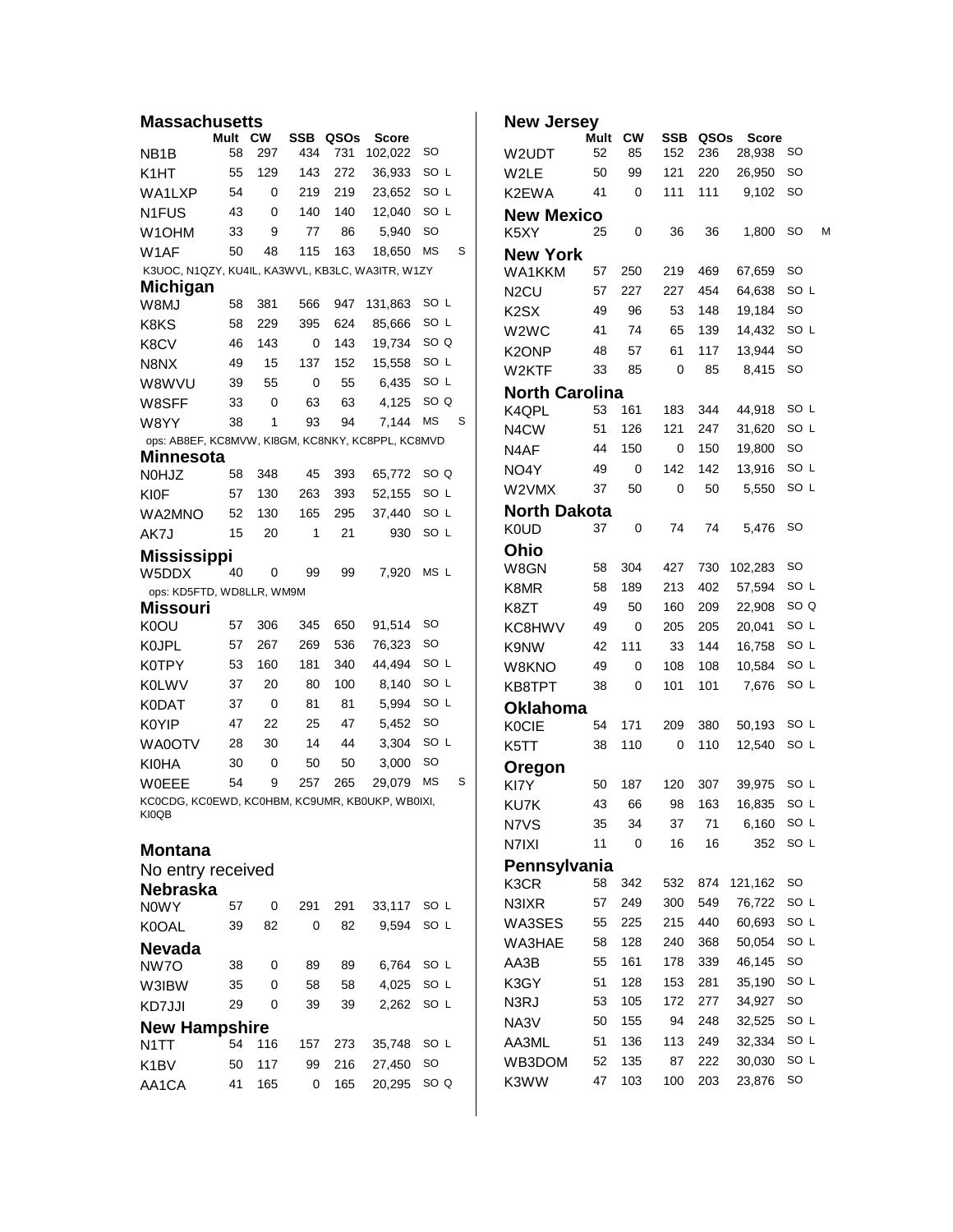## Massachusetts

| | Mult | CW | SSB | QSOs | Score | | |
|---|---|---|---|---|---|---|---|
| NB1B | 58 | 297 | 434 | 731 | 102,022 | SO | |
| K1HT | 55 | 129 | 143 | 272 | 36,933 | SO L | |
| WA1LXP | 54 | 0 | 219 | 219 | 23,652 | SO L | |
| N1FUS | 43 | 0 | 140 | 140 | 12,040 | SO L | |
| W1OHM | 33 | 9 | 77 | 86 | 5,940 | SO | |
| W1AF | 50 | 48 | 115 | 163 | 18,650 | MS | S |

K3UOC, N1QZY, KU4IL, KA3WVL, KB3LC, WA3ITR, W1ZY

## Michigan

| | Mult | CW | SSB | QSOs | Score | | |
|---|---|---|---|---|---|---|---|
| W8MJ | 58 | 381 | 566 | 947 | 131,863 | SO L | |
| K8KS | 58 | 229 | 395 | 624 | 85,666 | SO L | |
| K8CV | 46 | 143 | 0 | 143 | 19,734 | SO Q | |
| N8NX | 49 | 15 | 137 | 152 | 15,558 | SO L | |
| W8WVU | 39 | 55 | 0 | 55 | 6,435 | SO L | |
| W8SFF | 33 | 0 | 63 | 63 | 4,125 | SO Q | |
| W8YY | 38 | 1 | 93 | 94 | 7,144 | MS | S |

ops: AB8EF, KC8MVW, KI8GM, KC8NKY, KC8PPL, KC8MVD

## Minnesota

| | Mult | CW | SSB | QSOs | Score | |
|---|---|---|---|---|---|---|
| N0HJZ | 58 | 348 | 45 | 393 | 65,772 | SO Q |
| KI0F | 57 | 130 | 263 | 393 | 52,155 | SO L |
| WA2MNO | 52 | 130 | 165 | 295 | 37,440 | SO L |
| AK7J | 15 | 20 | 1 | 21 | 930 | SO L |

## Mississippi

| | Mult | CW | SSB | QSOs | Score | |
|---|---|---|---|---|---|---|
| W5DDX | 40 | 0 | 99 | 99 | 7,920 | MS L |

ops: KD5FTD, WD8LLR, WM9M

## Missouri

| | Mult | CW | SSB | QSOs | Score | | |
|---|---|---|---|---|---|---|---|
| K0OU | 57 | 306 | 345 | 650 | 91,514 | SO | |
| K0JPL | 57 | 267 | 269 | 536 | 76,323 | SO | |
| K0TPY | 53 | 160 | 181 | 340 | 44,494 | SO L | |
| K0LWV | 37 | 20 | 80 | 100 | 8,140 | SO L | |
| K0DAT | 37 | 0 | 81 | 81 | 5,994 | SO L | |
| K0YIP | 47 | 22 | 25 | 47 | 5,452 | SO | |
| WA0OTV | 28 | 30 | 14 | 44 | 3,304 | SO L | |
| KI0HA | 30 | 0 | 50 | 50 | 3,000 | SO | |
| W0EEE | 54 | 9 | 257 | 265 | 29,079 | MS | S |

KC0CDG, KC0EWD, KC0HBM, KC9UMR, KB0UKP, WB0IXI, KI0QB

## Montana

No entry received

## Nebraska

| | Mult | CW | SSB | QSOs | Score | |
|---|---|---|---|---|---|---|
| N0WY | 57 | 0 | 291 | 291 | 33,117 | SO L |
| K0OAL | 39 | 82 | 0 | 82 | 9,594 | SO L |

## Nevada

| | Mult | CW | SSB | QSOs | Score | |
|---|---|---|---|---|---|---|
| NW7O | 38 | 0 | 89 | 89 | 6,764 | SO L |
| W3IBW | 35 | 0 | 58 | 58 | 4,025 | SO L |
| KD7JJI | 29 | 0 | 39 | 39 | 2,262 | SO L |

## New Hampshire

| | Mult | CW | SSB | QSOs | Score | |
|---|---|---|---|---|---|---|
| N1TT | 54 | 116 | 157 | 273 | 35,748 | SO L |
| K1BV | 50 | 117 | 99 | 216 | 27,450 | SO |
| AA1CA | 41 | 165 | 0 | 165 | 20,295 | SO Q |

## New Jersey

| | Mult | CW | SSB | QSOs | Score | |
|---|---|---|---|---|---|---|
| W2UDT | 52 | 85 | 152 | 236 | 28,938 | SO |
| W2LE | 50 | 99 | 121 | 220 | 26,950 | SO |
| K2EWA | 41 | 0 | 111 | 111 | 9,102 | SO |

## New Mexico

| | Mult | CW | SSB | QSOs | Score | | |
|---|---|---|---|---|---|---|---|
| K5XY | 25 | 0 | 36 | 36 | 1,800 | SO | M |

## New York

| | Mult | CW | SSB | QSOs | Score | |
|---|---|---|---|---|---|---|
| WA1KKM | 57 | 250 | 219 | 469 | 67,659 | SO |
| N2CU | 57 | 227 | 227 | 454 | 64,638 | SO L |
| K2SX | 49 | 96 | 53 | 148 | 19,184 | SO |
| W2WC | 41 | 74 | 65 | 139 | 14,432 | SO L |
| K2ONP | 48 | 57 | 61 | 117 | 13,944 | SO |
| W2KTF | 33 | 85 | 0 | 85 | 8,415 | SO |

## North Carolina

| | Mult | CW | SSB | QSOs | Score | |
|---|---|---|---|---|---|---|
| K4QPL | 53 | 161 | 183 | 344 | 44,918 | SO L |
| N4CW | 51 | 126 | 121 | 247 | 31,620 | SO L |
| N4AF | 44 | 150 | 0 | 150 | 19,800 | SO |
| NO4Y | 49 | 0 | 142 | 142 | 13,916 | SO L |
| W2VMX | 37 | 50 | 0 | 50 | 5,550 | SO L |

## North Dakota

| | Mult | CW | SSB | QSOs | Score | |
|---|---|---|---|---|---|---|
| K0UD | 37 | 0 | 74 | 74 | 5,476 | SO |

## Ohio

| | Mult | CW | SSB | QSOs | Score | |
|---|---|---|---|---|---|---|
| W8GN | 58 | 304 | 427 | 730 | 102,283 | SO |
| K8MR | 58 | 189 | 213 | 402 | 57,594 | SO L |
| K8ZT | 49 | 50 | 160 | 209 | 22,908 | SO Q |
| KC8HWV | 49 | 0 | 205 | 205 | 20,041 | SO L |
| K9NW | 42 | 111 | 33 | 144 | 16,758 | SO L |
| W8KNO | 49 | 0 | 108 | 108 | 10,584 | SO L |
| KB8TPT | 38 | 0 | 101 | 101 | 7,676 | SO L |

## Oklahoma

| | Mult | CW | SSB | QSOs | Score | |
|---|---|---|---|---|---|---|
| K0CIE | 54 | 171 | 209 | 380 | 50,193 | SO L |
| K5TT | 38 | 110 | 0 | 110 | 12,540 | SO L |

## Oregon

| | Mult | CW | SSB | QSOs | Score | |
|---|---|---|---|---|---|---|
| KI7Y | 50 | 187 | 120 | 307 | 39,975 | SO L |
| KU7K | 43 | 66 | 98 | 163 | 16,835 | SO L |
| N7VS | 35 | 34 | 37 | 71 | 6,160 | SO L |
| N7IXI | 11 | 0 | 16 | 16 | 352 | SO L |

## Pennsylvania

| | Mult | CW | SSB | QSOs | Score | |
|---|---|---|---|---|---|---|
| K3CR | 58 | 342 | 532 | 874 | 121,162 | SO |
| N3IXR | 57 | 249 | 300 | 549 | 76,722 | SO L |
| WA3SES | 55 | 225 | 215 | 440 | 60,693 | SO L |
| WA3HAE | 58 | 128 | 240 | 368 | 50,054 | SO L |
| AA3B | 55 | 161 | 178 | 339 | 46,145 | SO |
| K3GY | 51 | 128 | 153 | 281 | 35,190 | SO L |
| N3RJ | 53 | 105 | 172 | 277 | 34,927 | SO |
| NA3V | 50 | 155 | 94 | 248 | 32,525 | SO L |
| AA3ML | 51 | 136 | 113 | 249 | 32,334 | SO L |
| WB3DOM | 52 | 135 | 87 | 222 | 30,030 | SO L |
| K3WW | 47 | 103 | 100 | 203 | 23,876 | SO |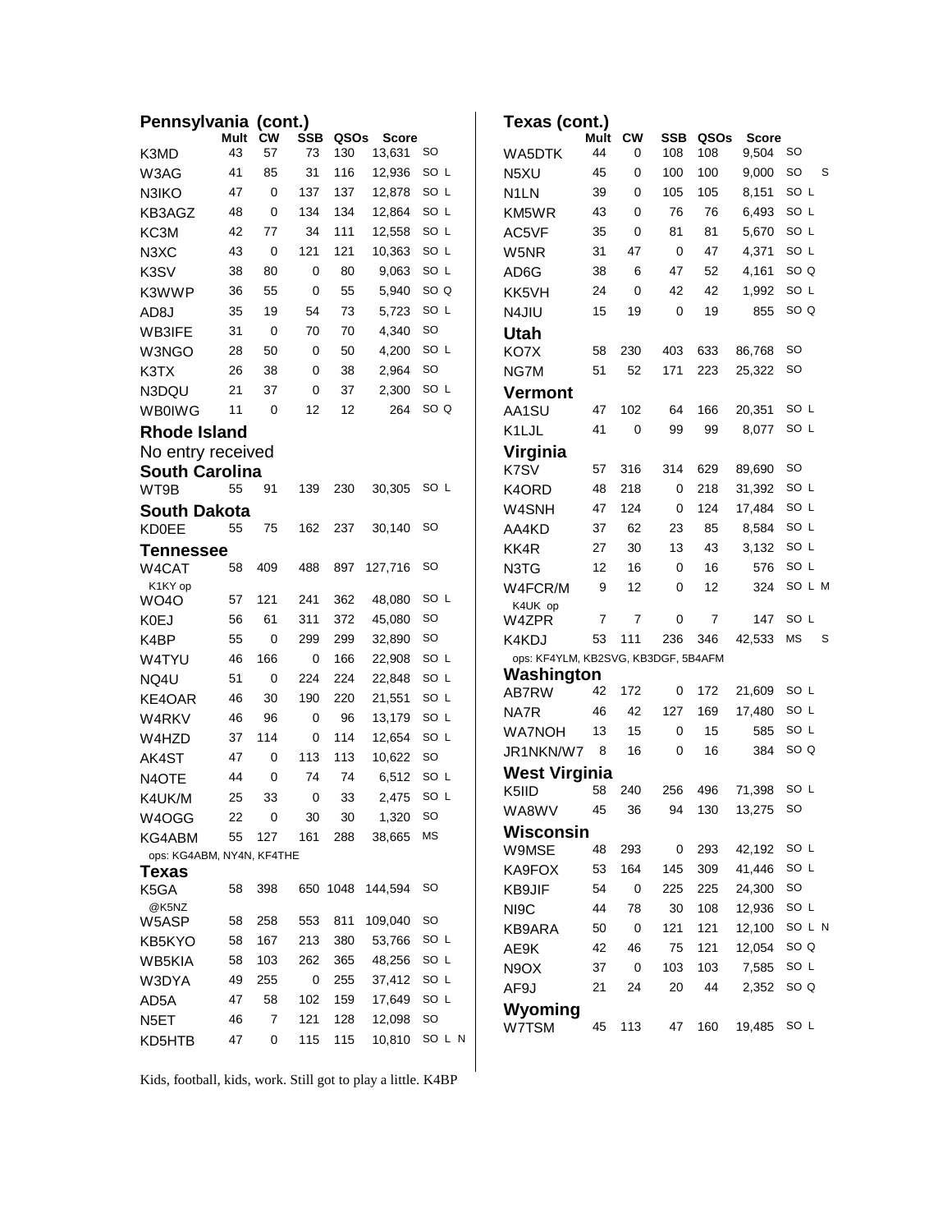## Pennsylvania (cont.)

| | Mult | CW | SSB | QSOs | Score | |
|---|---|---|---|---|---|---|
| K3MD | 43 | 57 | 73 | 130 | 13,631 | SO |
| W3AG | 41 | 85 | 31 | 116 | 12,936 | SO L |
| N3IKO | 47 | 0 | 137 | 137 | 12,878 | SO L |
| KB3AGZ | 48 | 0 | 134 | 134 | 12,864 | SO L |
| KC3M | 42 | 77 | 34 | 111 | 12,558 | SO L |
| N3XC | 43 | 0 | 121 | 121 | 10,363 | SO L |
| K3SV | 38 | 80 | 0 | 80 | 9,063 | SO L |
| K3WWP | 36 | 55 | 0 | 55 | 5,940 | SO Q |
| AD8J | 35 | 19 | 54 | 73 | 5,723 | SO L |
| WB3IFE | 31 | 0 | 70 | 70 | 4,340 | SO |
| W3NGO | 28 | 50 | 0 | 50 | 4,200 | SO L |
| K3TX | 26 | 38 | 0 | 38 | 2,964 | SO |
| N3DQU | 21 | 37 | 0 | 37 | 2,300 | SO L |
| WB0IWG | 11 | 0 | 12 | 12 | 264 | SO Q |

## Rhode Island

No entry received

## South Carolina

| | Mult | CW | SSB | QSOs | Score | |
|---|---|---|---|---|---|---|
| WT9B | 55 | 91 | 139 | 230 | 30,305 | SO L |

## South Dakota

| | Mult | CW | SSB | QSOs | Score | |
|---|---|---|---|---|---|---|
| KD0EE | 55 | 75 | 162 | 237 | 30,140 | SO |

## Tennessee

| | Mult | CW | SSB | QSOs | Score | |
|---|---|---|---|---|---|---|
| W4CAT | 58 | 409 | 488 | 897 | 127,716 | SO |
| K1KY op | | | | | | |
| WO4O | 57 | 121 | 241 | 362 | 48,080 | SO L |
| K0EJ | 56 | 61 | 311 | 372 | 45,080 | SO |
| K4BP | 55 | 0 | 299 | 299 | 32,890 | SO |
| W4TYU | 46 | 166 | 0 | 166 | 22,908 | SO L |
| NQ4U | 51 | 0 | 224 | 224 | 22,848 | SO L |
| KE4OAR | 46 | 30 | 190 | 220 | 21,551 | SO L |
| W4RKV | 46 | 96 | 0 | 96 | 13,179 | SO L |
| W4HZD | 37 | 114 | 0 | 114 | 12,654 | SO L |
| AK4ST | 47 | 0 | 113 | 113 | 10,622 | SO |
| N4OTE | 44 | 0 | 74 | 74 | 6,512 | SO L |
| K4UK/M | 25 | 33 | 0 | 33 | 2,475 | SO L |
| W4OGG | 22 | 0 | 30 | 30 | 1,320 | SO |
| KG4ABM | 55 | 127 | 161 | 288 | 38,665 | MS |
| ops: KG4ABM, NY4N, KF4THE | | | | | | |

## Texas

| | Mult | CW | SSB | QSOs | Score | |
|---|---|---|---|---|---|---|
| K5GA | 58 | 398 | 650 | 1048 | 144,594 | SO |
| @K5NZ | | | | | | |
| W5ASP | 58 | 258 | 553 | 811 | 109,040 | SO |
| KB5KYO | 58 | 167 | 213 | 380 | 53,766 | SO L |
| WB5KIA | 58 | 103 | 262 | 365 | 48,256 | SO L |
| W3DYA | 49 | 255 | 0 | 255 | 37,412 | SO L |
| AD5A | 47 | 58 | 102 | 159 | 17,649 | SO L |
| N5ET | 46 | 7 | 121 | 128 | 12,098 | SO |
| KD5HTB | 47 | 0 | 115 | 115 | 10,810 | SO L N |

Kids, football, kids, work. Still got to play a little. K4BP

## Texas (cont.)

| | Mult | CW | SSB | QSOs | Score | |
|---|---|---|---|---|---|---|
| WA5DTK | 44 | 0 | 108 | 108 | 9,504 | SO |
| N5XU | 45 | 0 | 100 | 100 | 9,000 | SO S |
| N1LN | 39 | 0 | 105 | 105 | 8,151 | SO L |
| KM5WR | 43 | 0 | 76 | 76 | 6,493 | SO L |
| AC5VF | 35 | 0 | 81 | 81 | 5,670 | SO L |
| W5NR | 31 | 47 | 0 | 47 | 4,371 | SO L |
| AD6G | 38 | 6 | 47 | 52 | 4,161 | SO Q |
| KK5VH | 24 | 0 | 42 | 42 | 1,992 | SO L |
| N4JIU | 15 | 19 | 0 | 19 | 855 | SO Q |

## Utah

| | Mult | CW | SSB | QSOs | Score | |
|---|---|---|---|---|---|---|
| KO7X | 58 | 230 | 403 | 633 | 86,768 | SO |
| NG7M | 51 | 52 | 171 | 223 | 25,322 | SO |

## Vermont

| | Mult | CW | SSB | QSOs | Score | |
|---|---|---|---|---|---|---|
| AA1SU | 47 | 102 | 64 | 166 | 20,351 | SO L |
| K1LJL | 41 | 0 | 99 | 99 | 8,077 | SO L |

## Virginia

| | Mult | CW | SSB | QSOs | Score | |
|---|---|---|---|---|---|---|
| K7SV | 57 | 316 | 314 | 629 | 89,690 | SO |
| K4ORD | 48 | 218 | 0 | 218 | 31,392 | SO L |
| W4SNH | 47 | 124 | 0 | 124 | 17,484 | SO L |
| AA4KD | 37 | 62 | 23 | 85 | 8,584 | SO L |
| KK4R | 27 | 30 | 13 | 43 | 3,132 | SO L |
| N3TG | 12 | 16 | 0 | 16 | 576 | SO L |
| W4FCR/M | 9 | 12 | 0 | 12 | 324 | SO L M |
| K4UK op | | | | | | |
| W4ZPR | 7 | 7 | 0 | 7 | 147 | SO L |
| K4KDJ | 53 | 111 | 236 | 346 | 42,533 | MS S |
| ops: KF4YLM, KB2SVG, KB3DGF, 5B4AFM | | | | | | |

## Washington

| | Mult | CW | SSB | QSOs | Score | |
|---|---|---|---|---|---|---|
| AB7RW | 42 | 172 | 0 | 172 | 21,609 | SO L |
| NA7R | 46 | 42 | 127 | 169 | 17,480 | SO L |
| WA7NOH | 13 | 15 | 0 | 15 | 585 | SO L |
| JR1NKN/W7 | 8 | 16 | 0 | 16 | 384 | SO Q |

## West Virginia

| | Mult | CW | SSB | QSOs | Score | |
|---|---|---|---|---|---|---|
| K5IID | 58 | 240 | 256 | 496 | 71,398 | SO L |
| WA8WV | 45 | 36 | 94 | 130 | 13,275 | SO |

## Wisconsin

| | Mult | CW | SSB | QSOs | Score | |
|---|---|---|---|---|---|---|
| W9MSE | 48 | 293 | 0 | 293 | 42,192 | SO L |
| KA9FOX | 53 | 164 | 145 | 309 | 41,446 | SO L |
| KB9JIF | 54 | 0 | 225 | 225 | 24,300 | SO |
| NI9C | 44 | 78 | 30 | 108 | 12,936 | SO L |
| KB9ARA | 50 | 0 | 121 | 121 | 12,100 | SO L N |
| AE9K | 42 | 46 | 75 | 121 | 12,054 | SO Q |
| N9OX | 37 | 0 | 103 | 103 | 7,585 | SO L |
| AF9J | 21 | 24 | 20 | 44 | 2,352 | SO Q |

## Wyoming

| | Mult | CW | SSB | QSOs | Score | |
|---|---|---|---|---|---|---|
| W7TSM | 45 | 113 | 47 | 160 | 19,485 | SO L |